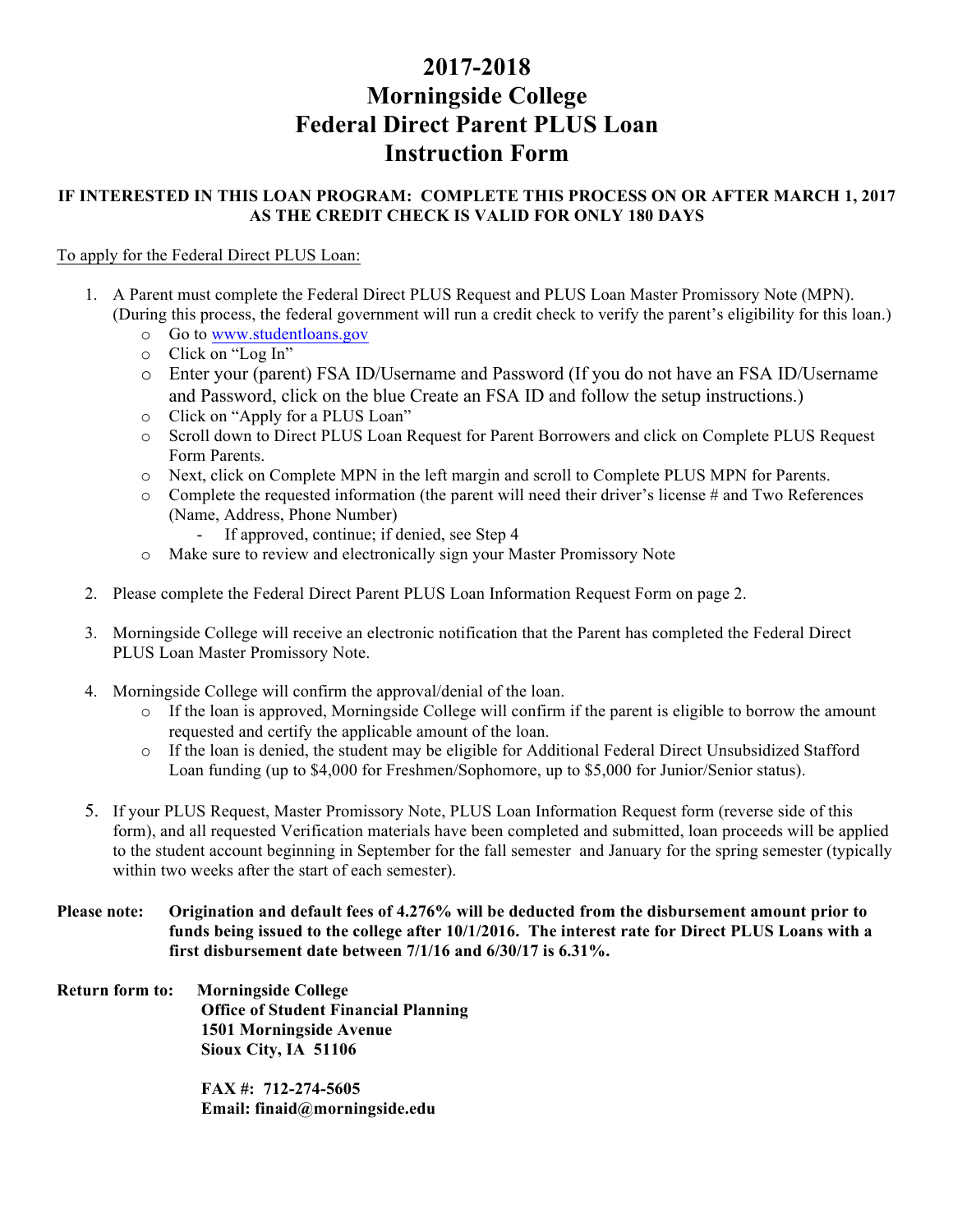# 2017-2018
# Morningside College
# Federal Direct Parent PLUS Loan
# Instruction Form

**IF INTERESTED IN THIS LOAN PROGRAM: COMPLETE THIS PROCESS ON OR AFTER MARCH 1, 2017 AS THE CREDIT CHECK IS VALID FOR ONLY 180 DAYS**

To apply for the Federal Direct PLUS Loan:

1. A Parent must complete the Federal Direct PLUS Request and PLUS Loan Master Promissory Note (MPN). (During this process, the federal government will run a credit check to verify the parent's eligibility for this loan.)
   - Go to www.studentloans.gov
   - Click on "Log In"
   - Enter your (parent) FSA ID/Username and Password (If you do not have an FSA ID/Username and Password, click on the blue Create an FSA ID and follow the setup instructions.)
   - Click on "Apply for a PLUS Loan"
   - Scroll down to Direct PLUS Loan Request for Parent Borrowers and click on Complete PLUS Request Form Parents.
   - Next, click on Complete MPN in the left margin and scroll to Complete PLUS MPN for Parents.
   - Complete the requested information (the parent will need their driver's license # and Two References (Name, Address, Phone Number)
     - If approved, continue; if denied, see Step 4
   - Make sure to review and electronically sign your Master Promissory Note

2. Please complete the Federal Direct Parent PLUS Loan Information Request Form on page 2.

3. Morningside College will receive an electronic notification that the Parent has completed the Federal Direct PLUS Loan Master Promissory Note.

4. Morningside College will confirm the approval/denial of the loan.
   - If the loan is approved, Morningside College will confirm if the parent is eligible to borrow the amount requested and certify the applicable amount of the loan.
   - If the loan is denied, the student may be eligible for Additional Federal Direct Unsubsidized Stafford Loan funding (up to $4,000 for Freshmen/Sophomore, up to $5,000 for Junior/Senior status).

5. If your PLUS Request, Master Promissory Note, PLUS Loan Information Request form (reverse side of this form), and all requested Verification materials have been completed and submitted, loan proceeds will be applied to the student account beginning in September for the fall semester and January for the spring semester (typically within two weeks after the start of each semester).

**Please note: Origination and default fees of 4.276% will be deducted from the disbursement amount prior to funds being issued to the college after 10/1/2016. The interest rate for Direct PLUS Loans with a first disbursement date between 7/1/16 and 6/30/17 is 6.31%.**

**Return form to: Morningside College**
**Office of Student Financial Planning**
**1501 Morningside Avenue**
**Sioux City, IA 51106**

**FAX #: 712-274-5605**
**Email: finaid@morningside.edu**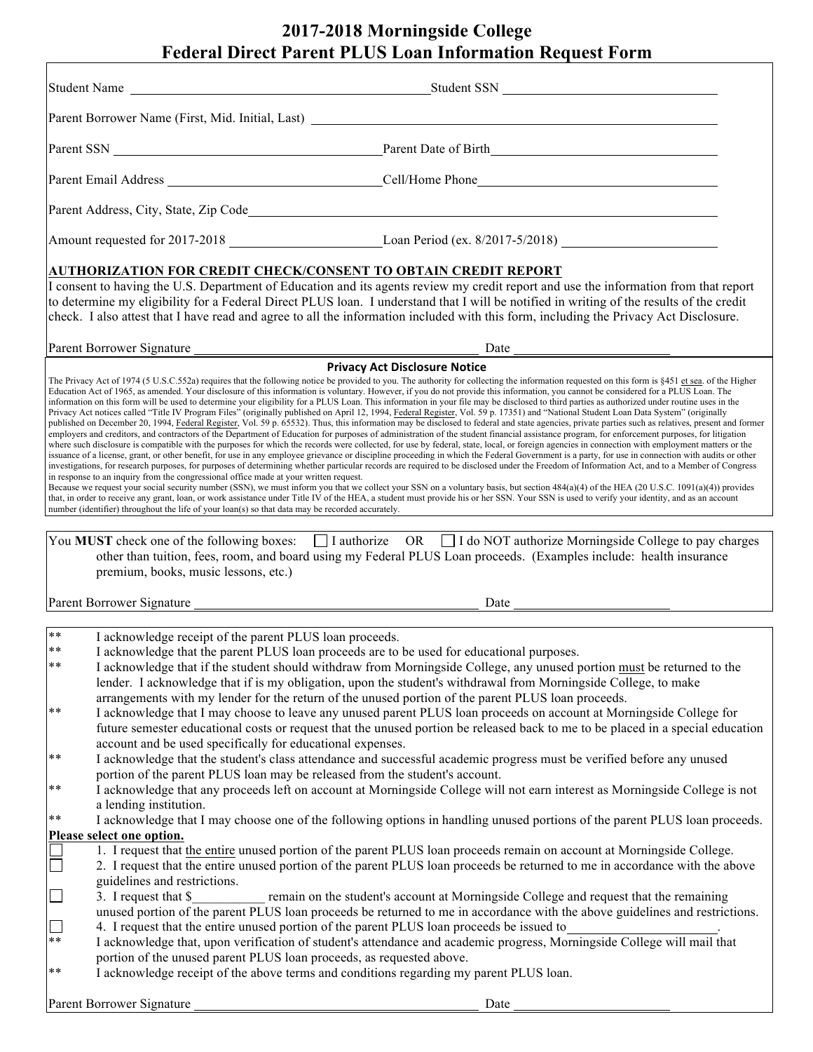# 2017-2018 Morningside College
# Federal Direct Parent PLUS Loan Information Request Form

Student Name ________________________________ Student SSN ________________________

Parent Borrower Name (First, Mid. Initial, Last) ________________________________________

Parent SSN ________________________________ Parent Date of Birth ________________________

Parent Email Address ________________________ Cell/Home Phone ________________________

Parent Address, City, State, Zip Code ________________________________________________

Amount requested for 2017-2018 __________________ Loan Period (ex. 8/2017-5/2018) __________________

**AUTHORIZATION FOR CREDIT CHECK/CONSENT TO OBTAIN CREDIT REPORT**

I consent to having the U.S. Department of Education and its agents review my credit report and use the information from that report to determine my eligibility for a Federal Direct PLUS loan. I understand that I will be notified in writing of the results of the credit check. I also attest that I have read and agree to all the information included with this form, including the Privacy Act Disclosure.

Parent Borrower Signature ________________________________ Date ________________

**Privacy Act Disclosure Notice**

The Privacy Act of 1974 (5 U.S.C.552a) requires that the following notice be provided to you. The authority for collecting the information requested on this form is §451 et sea. of the Higher Education Act of 1965, as amended. Your disclosure of this information is voluntary. However, if you do not provide this information, you cannot be considered for a PLUS Loan. The information on this form will be used to determine your eligibility for a PLUS Loan. This information in your file may be disclosed to third parties as authorized under routine uses in the Privacy Act notices called "Title IV Program Files" (originally published on April 12, 1994, Federal Register, Vol. 59 p. 17351) and "National Student Loan Data System" (originally published on December 20, 1994, Federal Register, Vol. 59 p. 65532). Thus, this information may be disclosed to federal and state agencies, private parties such as relatives, present and former employers and creditors, and contractors of the Department of Education for purposes of administration of the student financial assistance program, for enforcement purposes, for litigation where such disclosure is compatible with the purposes for which the records were collected, for use by federal, state, local, or foreign agencies in connection with employment matters or the issuance of a license, grant, or other benefit, for use in any employee grievance or discipline proceeding in which the Federal Government is a party, for use in connection with audits or other investigations, for research purposes, for purposes of determining whether particular records are required to be disclosed under the Freedom of Information Act, and to a Member of Congress in response to an inquiry from the congressional office made at your written request.

Because we request your social security number (SSN), we must inform you that we collect your SSN on a voluntary basis, but section 484(a)(4) of the HEA (20 U.S.C. 1091(a)(4)) provides that, in order to receive any grant, loan, or work assistance under Title IV of the HEA, a student must provide his or her SSN. Your SSN is used to verify your identity, and as an account number (identifier) throughout the life of your loan(s) so that data may be recorded accurately.

You **MUST** check one of the following boxes: ☐ I authorize OR ☐ I do NOT authorize Morningside College to pay charges other than tuition, fees, room, and board using my Federal PLUS Loan proceeds. (Examples include: health insurance premium, books, music lessons, etc.)

Parent Borrower Signature ________________________________ Date ________________

** I acknowledge receipt of the parent PLUS loan proceeds.

** I acknowledge that the parent PLUS loan proceeds are to be used for educational purposes.

** I acknowledge that if the student should withdraw from Morningside College, any unused portion must be returned to the lender. I acknowledge that if is my obligation, upon the student's withdrawal from Morningside College, to make arrangements with my lender for the return of the unused portion of the parent PLUS loan proceeds.

** I acknowledge that I may choose to leave any unused parent PLUS loan proceeds on account at Morningside College for future semester educational costs or request that the unused portion be released back to me to be placed in a special education account and be used specifically for educational expenses.

** I acknowledge that the student's class attendance and successful academic progress must be verified before any unused portion of the parent PLUS loan may be released from the student's account.

** I acknowledge that any proceeds left on account at Morningside College will not earn interest as Morningside College is not a lending institution.

** I acknowledge that I may choose one of the following options in handling unused portions of the parent PLUS loan proceeds.

**Please select one option.**

☐ 1. I request that the entire unused portion of the parent PLUS loan proceeds remain on account at Morningside College.

☐ 2. I request that the entire unused portion of the parent PLUS loan proceeds be returned to me in accordance with the above guidelines and restrictions.

☐ 3. I request that $__________ remain on the student's account at Morningside College and request that the remaining unused portion of the parent PLUS loan proceeds be returned to me in accordance with the above guidelines and restrictions.

☐ 4. I request that the entire unused portion of the parent PLUS loan proceeds be issued to____________________.

** I acknowledge that, upon verification of student's attendance and academic progress, Morningside College will mail that portion of the unused parent PLUS loan proceeds, as requested above.

** I acknowledge receipt of the above terms and conditions regarding my parent PLUS loan.

Parent Borrower Signature ________________________________ Date ________________